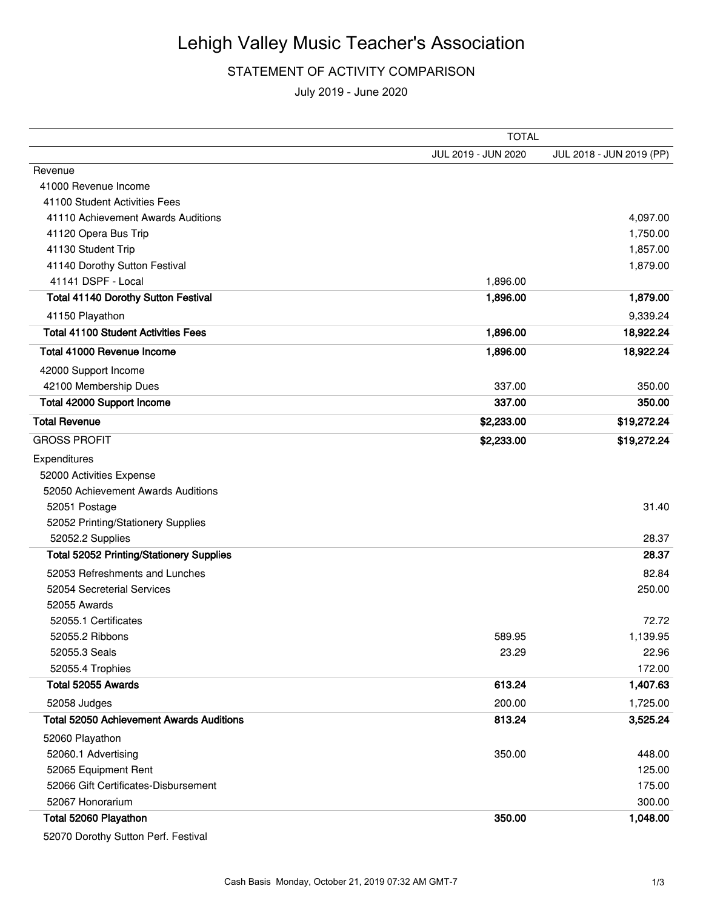# Lehigh Valley Music Teacher's Association

STATEMENT OF ACTIVITY COMPARISON

July 2019 - June 2020

| | TOTAL | |
|---|---|---|
| | JUL 2019 - JUN 2020 | JUL 2018 - JUN 2019 (PP) |
| Revenue | | |
| 41000 Revenue Income | | |
| 41100 Student Activities Fees | | |
| 41110 Achievement Awards Auditions | | 4,097.00 |
| 41120 Opera Bus Trip | | 1,750.00 |
| 41130 Student Trip | | 1,857.00 |
| 41140 Dorothy Sutton Festival | | 1,879.00 |
| 41141 DSPF - Local | 1,896.00 | |
| **Total 41140 Dorothy Sutton Festival** | **1,896.00** | **1,879.00** |
| 41150 Playathon | | 9,339.24 |
| **Total 41100 Student Activities Fees** | **1,896.00** | **18,922.24** |
| **Total 41000 Revenue Income** | **1,896.00** | **18,922.24** |
| 42000 Support Income | | |
| 42100 Membership Dues | 337.00 | 350.00 |
| **Total 42000 Support Income** | **337.00** | **350.00** |
| **Total Revenue** | **$2,233.00** | **$19,272.24** |
| GROSS PROFIT | **$2,233.00** | **$19,272.24** |
| Expenditures | | |
| 52000 Activities Expense | | |
| 52050 Achievement Awards Auditions | | |
| 52051 Postage | | 31.40 |
| 52052 Printing/Stationery Supplies | | |
| 52052.2 Supplies | | 28.37 |
| **Total 52052 Printing/Stationery Supplies** | | **28.37** |
| 52053 Refreshments and Lunches | | 82.84 |
| 52054 Secreterial Services | | 250.00 |
| 52055 Awards | | |
| 52055.1 Certificates | | 72.72 |
| 52055.2 Ribbons | 589.95 | 1,139.95 |
| 52055.3 Seals | 23.29 | 22.96 |
| 52055.4 Trophies | | 172.00 |
| **Total 52055 Awards** | **613.24** | **1,407.63** |
| 52058 Judges | 200.00 | 1,725.00 |
| **Total 52050 Achievement Awards Auditions** | **813.24** | **3,525.24** |
| 52060 Playathon | | |
| 52060.1 Advertising | 350.00 | 448.00 |
| 52065 Equipment Rent | | 125.00 |
| 52066 Gift Certificates-Disbursement | | 175.00 |
| 52067 Honorarium | | 300.00 |
| **Total 52060 Playathon** | **350.00** | **1,048.00** |
| 52070 Dorothy Sutton Perf. Festival | | |

Cash Basis Monday, October 21, 2019 07:32 AM GMT-7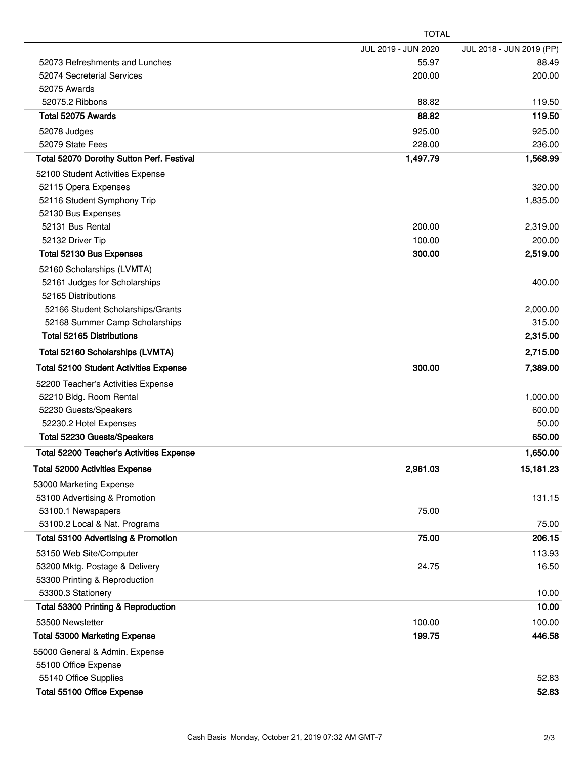| | TOTAL | |
|---|---|---|
| | JUL 2019 - JUN 2020 | JUL 2018 - JUN 2019 (PP) |
| 52073 Refreshments and Lunches | 55.97 | 88.49 |
| 52074 Secreterial Services | 200.00 | 200.00 |
| 52075 Awards | | |
| 52075.2 Ribbons | 88.82 | 119.50 |
| **Total 52075 Awards** | **88.82** | **119.50** |
| 52078 Judges | 925.00 | 925.00 |
| 52079 State Fees | 228.00 | 236.00 |
| **Total 52070 Dorothy Sutton Perf. Festival** | **1,497.79** | **1,568.99** |
| 52100 Student Activities Expense | | |
| 52115 Opera Expenses | | 320.00 |
| 52116 Student Symphony Trip | | 1,835.00 |
| 52130 Bus Expenses | | |
| 52131 Bus Rental | 200.00 | 2,319.00 |
| 52132 Driver Tip | 100.00 | 200.00 |
| **Total 52130 Bus Expenses** | **300.00** | **2,519.00** |
| 52160 Scholarships (LVMTA) | | |
| 52161 Judges for Scholarships | | 400.00 |
| 52165 Distributions | | |
| 52166 Student Scholarships/Grants | | 2,000.00 |
| 52168 Summer Camp Scholarships | | 315.00 |
| **Total 52165 Distributions** | | **2,315.00** |
| **Total 52160 Scholarships (LVMTA)** | | **2,715.00** |
| **Total 52100 Student Activities Expense** | **300.00** | **7,389.00** |
| 52200 Teacher's Activities Expense | | |
| 52210 Bldg. Room Rental | | 1,000.00 |
| 52230 Guests/Speakers | | 600.00 |
| 52230.2 Hotel Expenses | | 50.00 |
| **Total 52230 Guests/Speakers** | | **650.00** |
| **Total 52200 Teacher's Activities Expense** | | **1,650.00** |
| **Total 52000 Activities Expense** | **2,961.03** | **15,181.23** |
| 53000 Marketing Expense | | |
| 53100 Advertising & Promotion | | 131.15 |
| 53100.1 Newspapers | 75.00 | |
| 53100.2 Local & Nat. Programs | | 75.00 |
| **Total 53100 Advertising & Promotion** | **75.00** | **206.15** |
| 53150 Web Site/Computer | | 113.93 |
| 53200 Mktg. Postage & Delivery | 24.75 | 16.50 |
| 53300 Printing & Reproduction | | |
| 53300.3 Stationery | | 10.00 |
| **Total 53300 Printing & Reproduction** | | **10.00** |
| 53500 Newsletter | 100.00 | 100.00 |
| **Total 53000 Marketing Expense** | **199.75** | **446.58** |
| 55000 General & Admin. Expense | | |
| 55100 Office Expense | | |
| 55140 Office Supplies | | 52.83 |
| **Total 55100 Office Expense** | | **52.83** |

Cash Basis Monday, October 21, 2019 07:32 AM GMT-7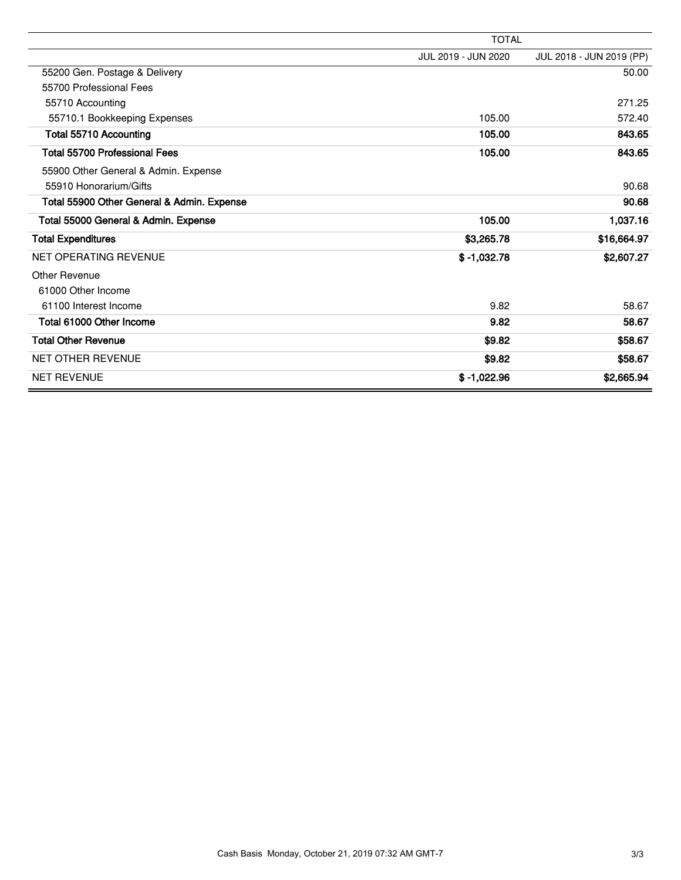| | TOTAL | |
|---|---|---|
| | JUL 2019 - JUN 2020 | JUL 2018 - JUN 2019 (PP) |
| 55200 Gen. Postage & Delivery | | 50.00 |
| 55700 Professional Fees | | |
| 55710 Accounting | | 271.25 |
| 55710.1 Bookkeeping Expenses | 105.00 | 572.40 |
| **Total 55710 Accounting** | **105.00** | **843.65** |
| **Total 55700 Professional Fees** | **105.00** | **843.65** |
| 55900 Other General & Admin. Expense | | |
| 55910 Honorarium/Gifts | | 90.68 |
| **Total 55900 Other General & Admin. Expense** | | **90.68** |
| **Total 55000 General & Admin. Expense** | **105.00** | **1,037.16** |
| **Total Expenditures** | **$3,265.78** | **$16,664.97** |
| NET OPERATING REVENUE | **$ -1,032.78** | **$2,607.27** |
| Other Revenue | | |
| 61000 Other Income | | |
| 61100 Interest Income | 9.82 | 58.67 |
| **Total 61000 Other Income** | **9.82** | **58.67** |
| **Total Other Revenue** | **$9.82** | **$58.67** |
| NET OTHER REVENUE | **$9.82** | **$58.67** |
| NET REVENUE | **$ -1,022.96** | **$2,665.94** |

Cash Basis Monday, October 21, 2019 07:32 AM GMT-7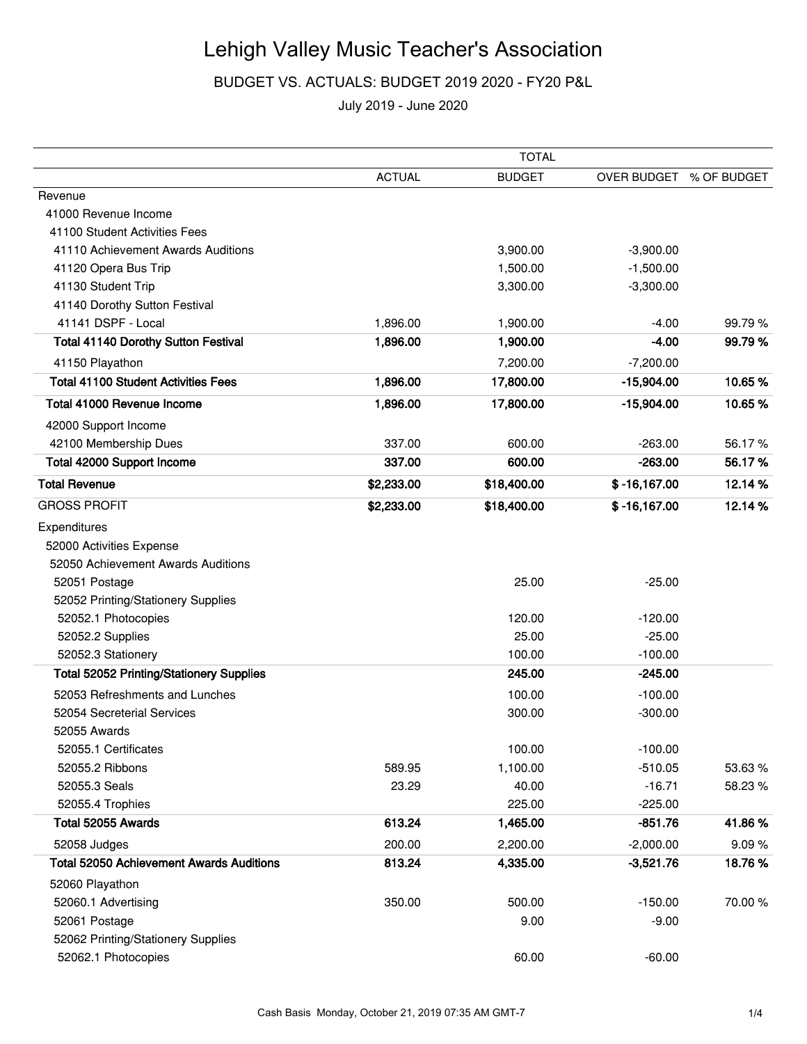# Lehigh Valley Music Teacher's Association

BUDGET VS. ACTUALS: BUDGET 2019 2020 - FY20 P&L

July 2019 - June 2020

| | TOTAL | | | |
|---|---|---|---|---|
| | ACTUAL | BUDGET | OVER BUDGET | % OF BUDGET |
| Revenue | | | | |
| 41000 Revenue Income | | | | |
| 41100 Student Activities Fees | | | | |
| 41110 Achievement Awards Auditions | | 3,900.00 | -3,900.00 | |
| 41120 Opera Bus Trip | | 1,500.00 | -1,500.00 | |
| 41130 Student Trip | | 3,300.00 | -3,300.00 | |
| 41140 Dorothy Sutton Festival | | | | |
| 41141 DSPF - Local | 1,896.00 | 1,900.00 | -4.00 | 99.79 % |
| **Total 41140 Dorothy Sutton Festival** | **1,896.00** | **1,900.00** | **-4.00** | **99.79 %** |
| 41150 Playathon | | 7,200.00 | -7,200.00 | |
| **Total 41100 Student Activities Fees** | **1,896.00** | **17,800.00** | **-15,904.00** | **10.65 %** |
| **Total 41000 Revenue Income** | **1,896.00** | **17,800.00** | **-15,904.00** | **10.65 %** |
| 42000 Support Income | | | | |
| 42100 Membership Dues | 337.00 | 600.00 | -263.00 | 56.17 % |
| **Total 42000 Support Income** | **337.00** | **600.00** | **-263.00** | **56.17 %** |
| **Total Revenue** | **$2,233.00** | **$18,400.00** | **$ -16,167.00** | **12.14 %** |
| GROSS PROFIT | **$2,233.00** | **$18,400.00** | **$ -16,167.00** | **12.14 %** |
| Expenditures | | | | |
| 52000 Activities Expense | | | | |
| 52050 Achievement Awards Auditions | | | | |
| 52051 Postage | | 25.00 | -25.00 | |
| 52052 Printing/Stationery Supplies | | | | |
| 52052.1 Photocopies | | 120.00 | -120.00 | |
| 52052.2 Supplies | | 25.00 | -25.00 | |
| 52052.3 Stationery | | 100.00 | -100.00 | |
| **Total 52052 Printing/Stationery Supplies** | | **245.00** | **-245.00** | |
| 52053 Refreshments and Lunches | | 100.00 | -100.00 | |
| 52054 Secreterial Services | | 300.00 | -300.00 | |
| 52055 Awards | | | | |
| 52055.1 Certificates | | 100.00 | -100.00 | |
| 52055.2 Ribbons | 589.95 | 1,100.00 | -510.05 | 53.63 % |
| 52055.3 Seals | 23.29 | 40.00 | -16.71 | 58.23 % |
| 52055.4 Trophies | | 225.00 | -225.00 | |
| **Total 52055 Awards** | **613.24** | **1,465.00** | **-851.76** | **41.86 %** |
| 52058 Judges | 200.00 | 2,200.00 | -2,000.00 | 9.09 % |
| **Total 52050 Achievement Awards Auditions** | **813.24** | **4,335.00** | **-3,521.76** | **18.76 %** |
| 52060 Playathon | | | | |
| 52060.1 Advertising | 350.00 | 500.00 | -150.00 | 70.00 % |
| 52061 Postage | | 9.00 | -9.00 | |
| 52062 Printing/Stationery Supplies | | | | |
| 52062.1 Photocopies | | 60.00 | -60.00 | |

Cash Basis Monday, October 21, 2019 07:35 AM GMT-7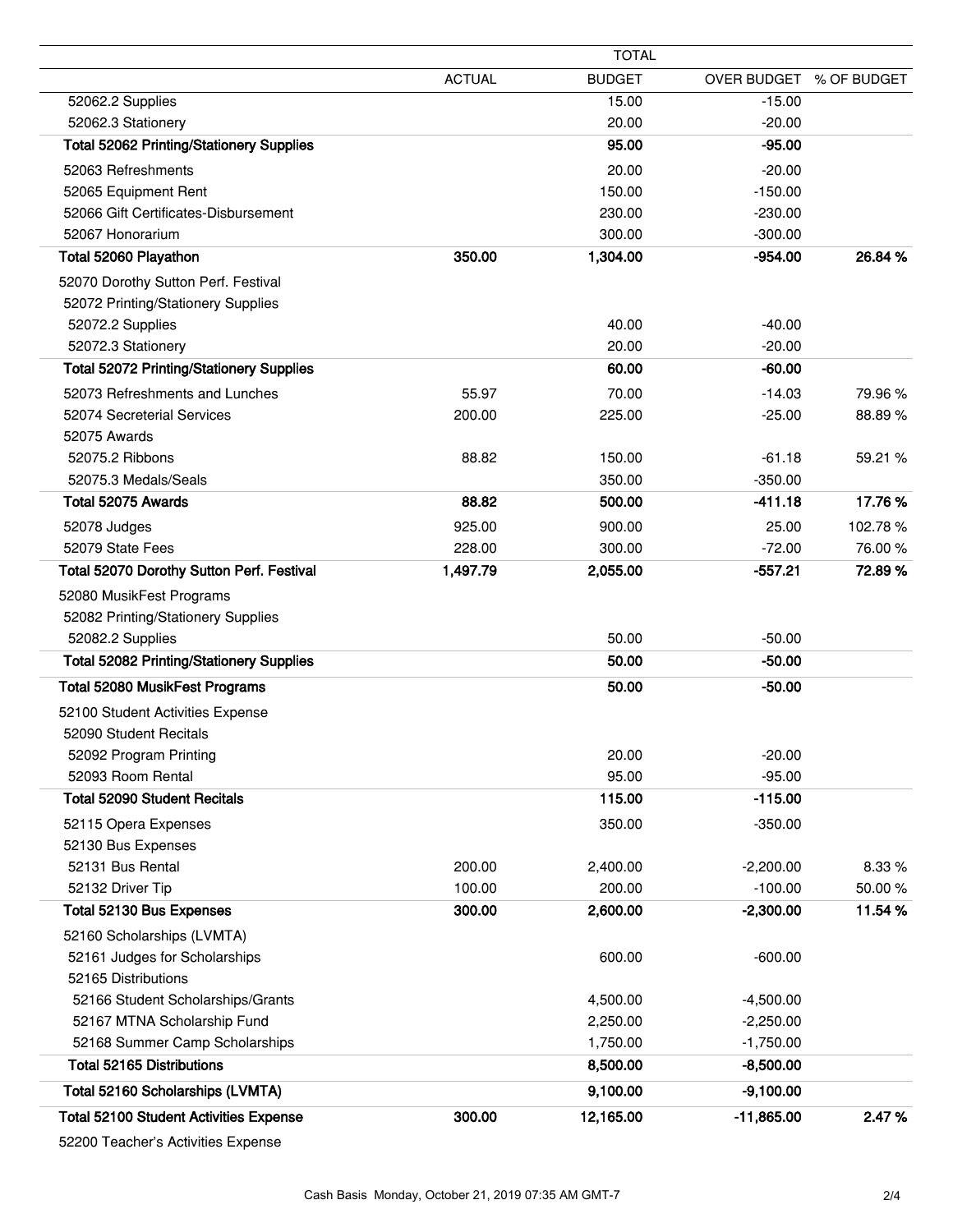| | TOTAL | | | |
|---|---|---|---|---|
| | ACTUAL | BUDGET | OVER BUDGET | % OF BUDGET |
| 52062.2 Supplies | | 15.00 | -15.00 | |
| 52062.3 Stationery | | 20.00 | -20.00 | |
| **Total 52062 Printing/Stationery Supplies** | | **95.00** | **-95.00** | |
| 52063 Refreshments | | 20.00 | -20.00 | |
| 52065 Equipment Rent | | 150.00 | -150.00 | |
| 52066 Gift Certificates-Disbursement | | 230.00 | -230.00 | |
| 52067 Honorarium | | 300.00 | -300.00 | |
| **Total 52060 Playathon** | **350.00** | **1,304.00** | **-954.00** | **26.84 %** |
| 52070 Dorothy Sutton Perf. Festival | | | | |
| 52072 Printing/Stationery Supplies | | | | |
| 52072.2 Supplies | | 40.00 | -40.00 | |
| 52072.3 Stationery | | 20.00 | -20.00 | |
| **Total 52072 Printing/Stationery Supplies** | | **60.00** | **-60.00** | |
| 52073 Refreshments and Lunches | 55.97 | 70.00 | -14.03 | 79.96 % |
| 52074 Secreterial Services | 200.00 | 225.00 | -25.00 | 88.89 % |
| 52075 Awards | | | | |
| 52075.2 Ribbons | 88.82 | 150.00 | -61.18 | 59.21 % |
| 52075.3 Medals/Seals | | 350.00 | -350.00 | |
| **Total 52075 Awards** | **88.82** | **500.00** | **-411.18** | **17.76 %** |
| 52078 Judges | 925.00 | 900.00 | 25.00 | 102.78 % |
| 52079 State Fees | 228.00 | 300.00 | -72.00 | 76.00 % |
| **Total 52070 Dorothy Sutton Perf. Festival** | **1,497.79** | **2,055.00** | **-557.21** | **72.89 %** |
| 52080 MusikFest Programs | | | | |
| 52082 Printing/Stationery Supplies | | | | |
| 52082.2 Supplies | | 50.00 | -50.00 | |
| **Total 52082 Printing/Stationery Supplies** | | **50.00** | **-50.00** | |
| **Total 52080 MusikFest Programs** | | **50.00** | **-50.00** | |
| 52100 Student Activities Expense | | | | |
| 52090 Student Recitals | | | | |
| 52092 Program Printing | | 20.00 | -20.00 | |
| 52093 Room Rental | | 95.00 | -95.00 | |
| **Total 52090 Student Recitals** | | **115.00** | **-115.00** | |
| 52115 Opera Expenses | | 350.00 | -350.00 | |
| 52130 Bus Expenses | | | | |
| 52131 Bus Rental | 200.00 | 2,400.00 | -2,200.00 | 8.33 % |
| 52132 Driver Tip | 100.00 | 200.00 | -100.00 | 50.00 % |
| **Total 52130 Bus Expenses** | **300.00** | **2,600.00** | **-2,300.00** | **11.54 %** |
| 52160 Scholarships (LVMTA) | | | | |
| 52161 Judges for Scholarships | | 600.00 | -600.00 | |
| 52165 Distributions | | | | |
| 52166 Student Scholarships/Grants | | 4,500.00 | -4,500.00 | |
| 52167 MTNA Scholarship Fund | | 2,250.00 | -2,250.00 | |
| 52168 Summer Camp Scholarships | | 1,750.00 | -1,750.00 | |
| **Total 52165 Distributions** | | **8,500.00** | **-8,500.00** | |
| **Total 52160 Scholarships (LVMTA)** | | **9,100.00** | **-9,100.00** | |
| **Total 52100 Student Activities Expense** | **300.00** | **12,165.00** | **-11,865.00** | **2.47 %** |
| 52200 Teacher's Activities Expense | | | | |

Cash Basis Monday, October 21, 2019 07:35 AM GMT-7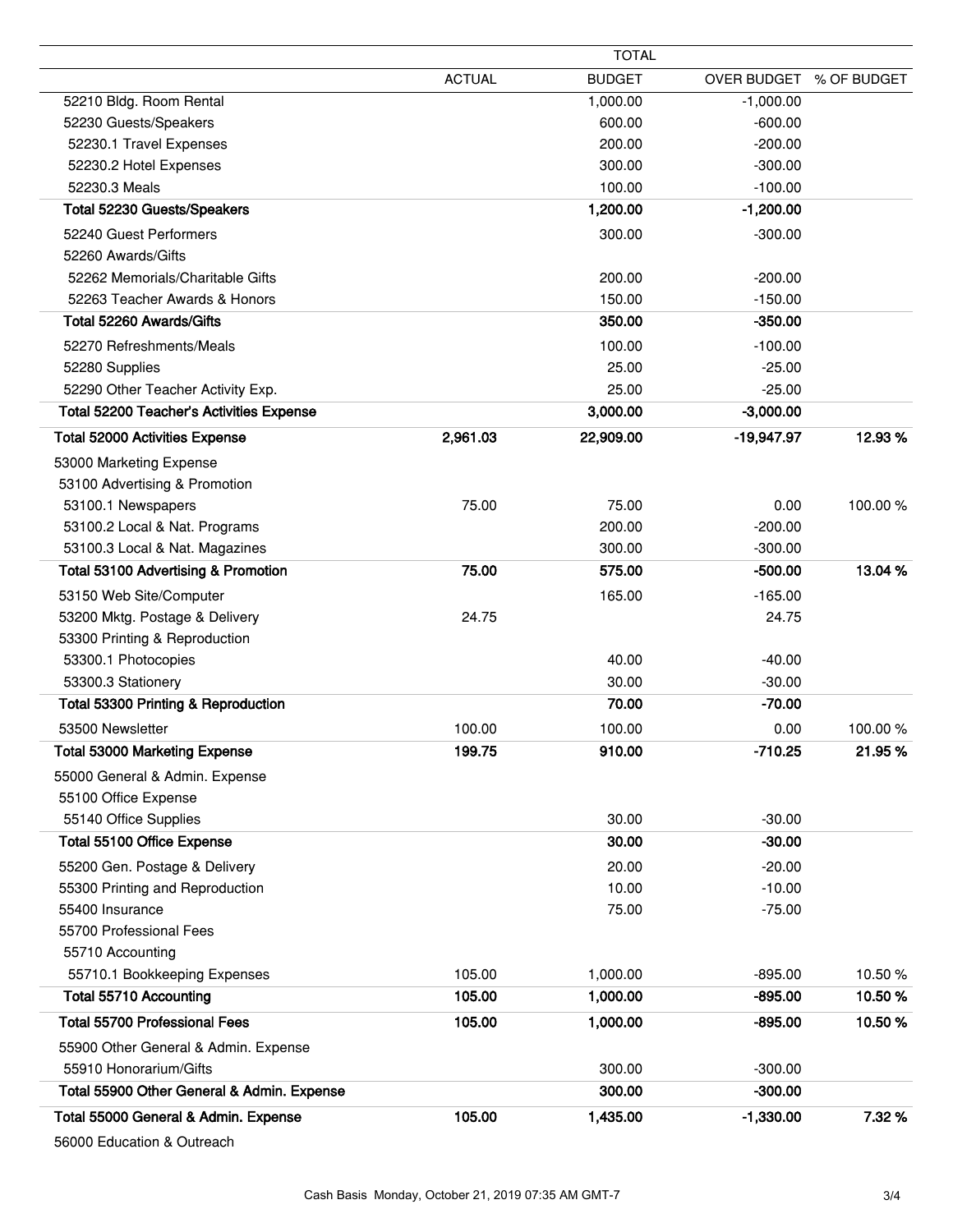| | TOTAL | | | |
|---|---|---|---|---|
| | ACTUAL | BUDGET | OVER BUDGET | % OF BUDGET |
| 52210 Bldg. Room Rental | | 1,000.00 | -1,000.00 | |
| 52230 Guests/Speakers | | 600.00 | -600.00 | |
| 52230.1 Travel Expenses | | 200.00 | -200.00 | |
| 52230.2 Hotel Expenses | | 300.00 | -300.00 | |
| 52230.3 Meals | | 100.00 | -100.00 | |
| **Total 52230 Guests/Speakers** | | **1,200.00** | **-1,200.00** | |
| 52240 Guest Performers | | 300.00 | -300.00 | |
| 52260 Awards/Gifts | | | | |
| 52262 Memorials/Charitable Gifts | | 200.00 | -200.00 | |
| 52263 Teacher Awards & Honors | | 150.00 | -150.00 | |
| **Total 52260 Awards/Gifts** | | **350.00** | **-350.00** | |
| 52270 Refreshments/Meals | | 100.00 | -100.00 | |
| 52280 Supplies | | 25.00 | -25.00 | |
| 52290 Other Teacher Activity Exp. | | 25.00 | -25.00 | |
| **Total 52200 Teacher's Activities Expense** | | **3,000.00** | **-3,000.00** | |
| **Total 52000 Activities Expense** | **2,961.03** | **22,909.00** | **-19,947.97** | **12.93 %** |
| 53000 Marketing Expense | | | | |
| 53100 Advertising & Promotion | | | | |
| 53100.1 Newspapers | 75.00 | 75.00 | 0.00 | 100.00 % |
| 53100.2 Local & Nat. Programs | | 200.00 | -200.00 | |
| 53100.3 Local & Nat. Magazines | | 300.00 | -300.00 | |
| **Total 53100 Advertising & Promotion** | **75.00** | **575.00** | **-500.00** | **13.04 %** |
| 53150 Web Site/Computer | | 165.00 | -165.00 | |
| 53200 Mktg. Postage & Delivery | 24.75 | | 24.75 | |
| 53300 Printing & Reproduction | | | | |
| 53300.1 Photocopies | | 40.00 | -40.00 | |
| 53300.3 Stationery | | 30.00 | -30.00 | |
| **Total 53300 Printing & Reproduction** | | **70.00** | **-70.00** | |
| 53500 Newsletter | 100.00 | 100.00 | 0.00 | 100.00 % |
| **Total 53000 Marketing Expense** | **199.75** | **910.00** | **-710.25** | **21.95 %** |
| 55000 General & Admin. Expense | | | | |
| 55100 Office Expense | | | | |
| 55140 Office Supplies | | 30.00 | -30.00 | |
| **Total 55100 Office Expense** | | **30.00** | **-30.00** | |
| 55200 Gen. Postage & Delivery | | 20.00 | -20.00 | |
| 55300 Printing and Reproduction | | 10.00 | -10.00 | |
| 55400 Insurance | | 75.00 | -75.00 | |
| 55700 Professional Fees | | | | |
| 55710 Accounting | | | | |
| 55710.1 Bookkeeping Expenses | 105.00 | 1,000.00 | -895.00 | 10.50 % |
| **Total 55710 Accounting** | **105.00** | **1,000.00** | **-895.00** | **10.50 %** |
| **Total 55700 Professional Fees** | **105.00** | **1,000.00** | **-895.00** | **10.50 %** |
| 55900 Other General & Admin. Expense | | | | |
| 55910 Honorarium/Gifts | | 300.00 | -300.00 | |
| **Total 55900 Other General & Admin. Expense** | | **300.00** | **-300.00** | |
| **Total 55000 General & Admin. Expense** | **105.00** | **1,435.00** | **-1,330.00** | **7.32 %** |
| 56000 Education & Outreach | | | | |

Cash Basis Monday, October 21, 2019 07:35 AM GMT-7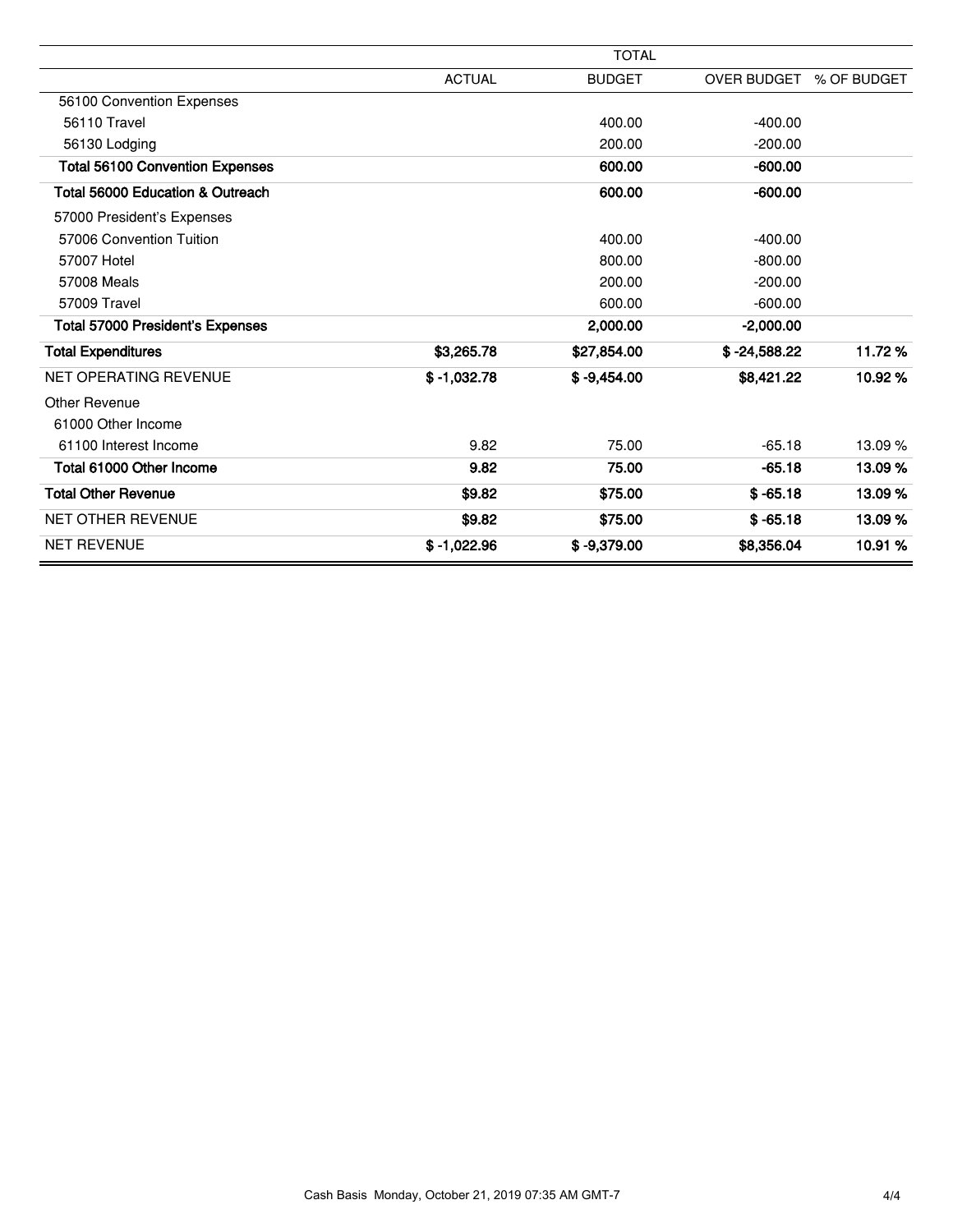| | TOTAL | | | |
| --- | --- | --- | --- | --- |
| | ACTUAL | BUDGET | OVER BUDGET | % OF BUDGET |
| 56100 Convention Expenses | | | | |
| 56110 Travel | | 400.00 | -400.00 | |
| 56130 Lodging | | 200.00 | -200.00 | |
| **Total 56100 Convention Expenses** | | **600.00** | **-600.00** | |
| **Total 56000 Education & Outreach** | | **600.00** | **-600.00** | |
| 57000 President's Expenses | | | | |
| 57006 Convention Tuition | | 400.00 | -400.00 | |
| 57007 Hotel | | 800.00 | -800.00 | |
| 57008 Meals | | 200.00 | -200.00 | |
| 57009 Travel | | 600.00 | -600.00 | |
| **Total 57000 President's Expenses** | | **2,000.00** | **-2,000.00** | |
| **Total Expenditures** | **$3,265.78** | **$27,854.00** | **$ -24,588.22** | **11.72 %** |
| NET OPERATING REVENUE | **$ -1,032.78** | **$ -9,454.00** | **$8,421.22** | **10.92 %** |
| Other Revenue | | | | |
| 61000 Other Income | | | | |
| 61100 Interest Income | 9.82 | 75.00 | -65.18 | 13.09 % |
| **Total 61000 Other Income** | **9.82** | **75.00** | **-65.18** | **13.09 %** |
| **Total Other Revenue** | **$9.82** | **$75.00** | **$ -65.18** | **13.09 %** |
| NET OTHER REVENUE | **$9.82** | **$75.00** | **$ -65.18** | **13.09 %** |
| NET REVENUE | **$ -1,022.96** | **$ -9,379.00** | **$8,356.04** | **10.91 %** |

Cash Basis Monday, October 21, 2019 07:35 AM GMT-7